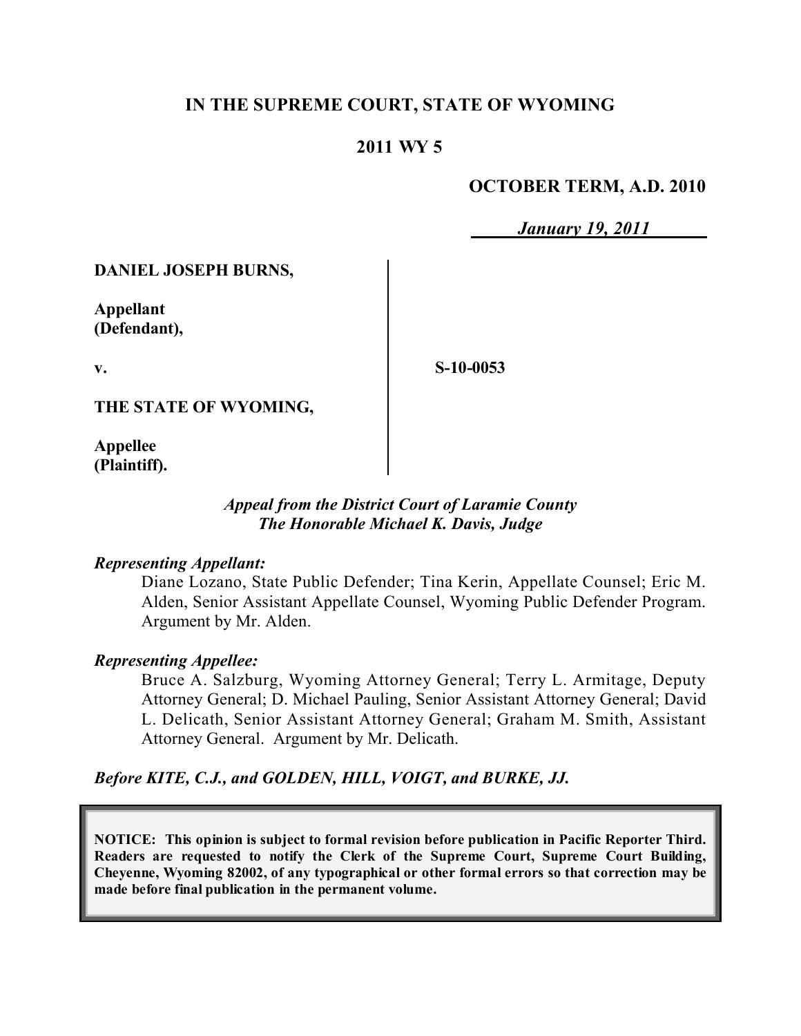# IN THE SUPREME COURT, STATE OF WYOMING

## 2011 WY 5

**OCTOBER TERM, A.D. 2010**

*January 19, 2011*

**DANIEL JOSEPH BURNS,**

**Appellant (Defendant),**

**v.**

**S-10-0053**

**THE STATE OF WYOMING,**

**Appellee (Plaintiff).**

*Appeal from the District Court of Laramie County*
*The Honorable Michael K. Davis, Judge*

*Representing Appellant:*

Diane Lozano, State Public Defender; Tina Kerin, Appellate Counsel; Eric M. Alden, Senior Assistant Appellate Counsel, Wyoming Public Defender Program. Argument by Mr. Alden.

*Representing Appellee:*

Bruce A. Salzburg, Wyoming Attorney General; Terry L. Armitage, Deputy Attorney General; D. Michael Pauling, Senior Assistant Attorney General; David L. Delicath, Senior Assistant Attorney General; Graham M. Smith, Assistant Attorney General. Argument by Mr. Delicath.

*Before KITE, C.J., and GOLDEN, HILL, VOIGT, and BURKE, JJ.*

**NOTICE: This opinion is subject to formal revision before publication in Pacific Reporter Third. Readers are requested to notify the Clerk of the Supreme Court, Supreme Court Building, Cheyenne, Wyoming 82002, of any typographical or other formal errors so that correction may be made before final publication in the permanent volume.**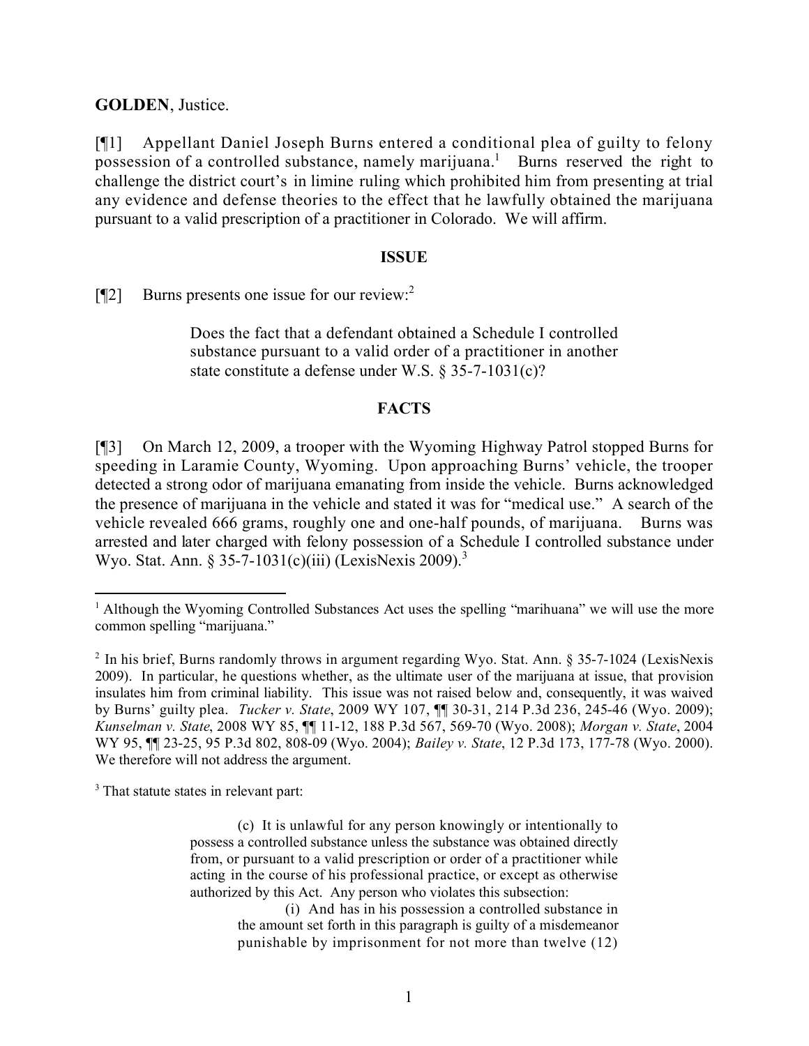**GOLDEN**, Justice.

[¶1] Appellant Daniel Joseph Burns entered a conditional plea of guilty to felony possession of a controlled substance, namely marijuana.[1] Burns reserved the right to challenge the district court's in limine ruling which prohibited him from presenting at trial any evidence and defense theories to the effect that he lawfully obtained the marijuana pursuant to a valid prescription of a practitioner in Colorado. We will affirm.

## ISSUE

[¶2] Burns presents one issue for our review:[2]

> Does the fact that a defendant obtained a Schedule I controlled substance pursuant to a valid order of a practitioner in another state constitute a defense under W.S. § 35-7-1031(c)?

## FACTS

[¶3] On March 12, 2009, a trooper with the Wyoming Highway Patrol stopped Burns for speeding in Laramie County, Wyoming. Upon approaching Burns' vehicle, the trooper detected a strong odor of marijuana emanating from inside the vehicle. Burns acknowledged the presence of marijuana in the vehicle and stated it was for "medical use." A search of the vehicle revealed 666 grams, roughly one and one-half pounds, of marijuana. Burns was arrested and later charged with felony possession of a Schedule I controlled substance under Wyo. Stat. Ann. § 35-7-1031(c)(iii) (LexisNexis 2009).[3]

---

[1] Although the Wyoming Controlled Substances Act uses the spelling "marihuana" we will use the more common spelling "marijuana."

[2] In his brief, Burns randomly throws in argument regarding Wyo. Stat. Ann. § 35-7-1024 (LexisNexis 2009). In particular, he questions whether, as the ultimate user of the marijuana at issue, that provision insulates him from criminal liability. This issue was not raised below and, consequently, it was waived by Burns' guilty plea. *Tucker v. State*, 2009 WY 107, ¶¶ 30-31, 214 P.3d 236, 245-46 (Wyo. 2009); *Kunselman v. State*, 2008 WY 85, ¶¶ 11-12, 188 P.3d 567, 569-70 (Wyo. 2008); *Morgan v. State*, 2004 WY 95, ¶¶ 23-25, 95 P.3d 802, 808-09 (Wyo. 2004); *Bailey v. State*, 12 P.3d 173, 177-78 (Wyo. 2000). We therefore will not address the argument.

[3] That statute states in relevant part:

> (c) It is unlawful for any person knowingly or intentionally to possess a controlled substance unless the substance was obtained directly from, or pursuant to a valid prescription or order of a practitioner while acting in the course of his professional practice, or except as otherwise authorized by this Act. Any person who violates this subsection:
>
> > (i) And has in his possession a controlled substance in the amount set forth in this paragraph is guilty of a misdemeanor punishable by imprisonment for not more than twelve (12)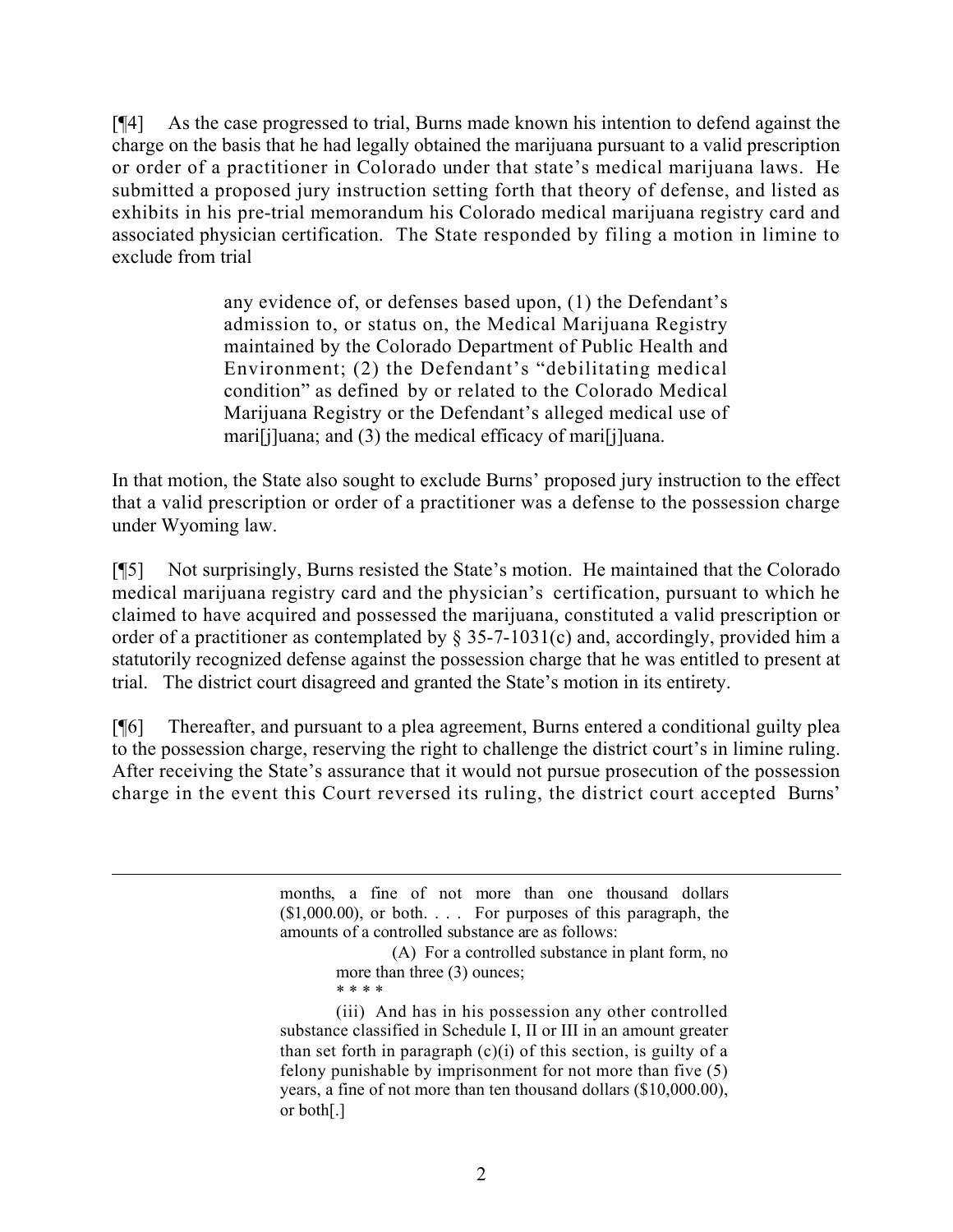[¶4] As the case progressed to trial, Burns made known his intention to defend against the charge on the basis that he had legally obtained the marijuana pursuant to a valid prescription or order of a practitioner in Colorado under that state's medical marijuana laws. He submitted a proposed jury instruction setting forth that theory of defense, and listed as exhibits in his pre-trial memorandum his Colorado medical marijuana registry card and associated physician certification. The State responded by filing a motion in limine to exclude from trial

> any evidence of, or defenses based upon, (1) the Defendant's admission to, or status on, the Medical Marijuana Registry maintained by the Colorado Department of Public Health and Environment; (2) the Defendant's "debilitating medical condition" as defined by or related to the Colorado Medical Marijuana Registry or the Defendant's alleged medical use of mari[j]uana; and (3) the medical efficacy of mari[j]uana.

In that motion, the State also sought to exclude Burns' proposed jury instruction to the effect that a valid prescription or order of a practitioner was a defense to the possession charge under Wyoming law.

[¶5] Not surprisingly, Burns resisted the State's motion. He maintained that the Colorado medical marijuana registry card and the physician's certification, pursuant to which he claimed to have acquired and possessed the marijuana, constituted a valid prescription or order of a practitioner as contemplated by § 35-7-1031(c) and, accordingly, provided him a statutorily recognized defense against the possession charge that he was entitled to present at trial. The district court disagreed and granted the State's motion in its entirety.

[¶6] Thereafter, and pursuant to a plea agreement, Burns entered a conditional guilty plea to the possession charge, reserving the right to challenge the district court's in limine ruling. After receiving the State's assurance that it would not pursue prosecution of the possession charge in the event this Court reversed its ruling, the district court accepted Burns'

---

> months, a fine of not more than one thousand dollars ($1,000.00), or both. . . . For purposes of this paragraph, the amounts of a controlled substance are as follows:
>
> (A) For a controlled substance in plant form, no more than three (3) ounces;
>
> \* \* \* \*
>
> (iii) And has in his possession any other controlled substance classified in Schedule I, II or III in an amount greater than set forth in paragraph (c)(i) of this section, is guilty of a felony punishable by imprisonment for not more than five (5) years, a fine of not more than ten thousand dollars ($10,000.00), or both[.]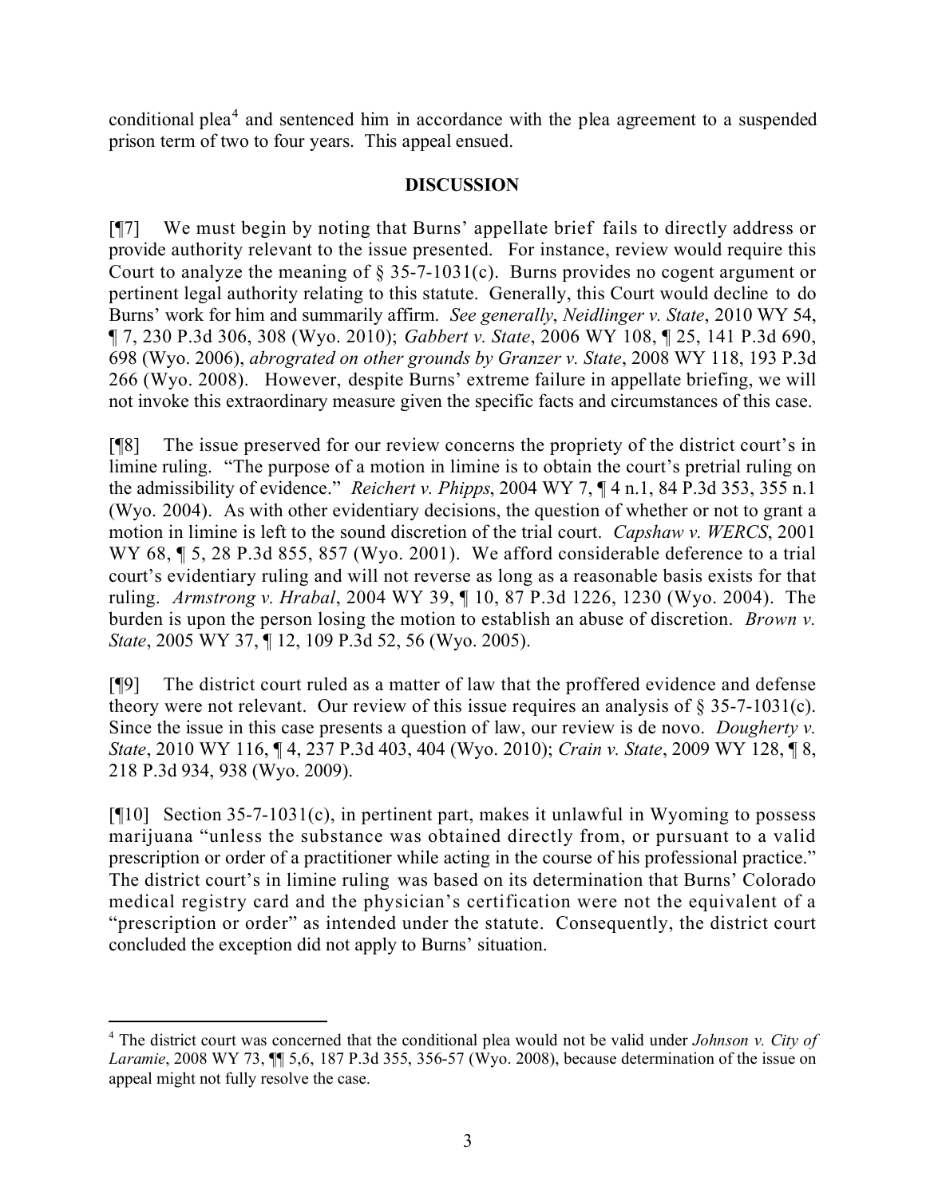conditional plea[4] and sentenced him in accordance with the plea agreement to a suspended prison term of two to four years. This appeal ensued.

**DISCUSSION**

[¶7] We must begin by noting that Burns' appellate brief fails to directly address or provide authority relevant to the issue presented. For instance, review would require this Court to analyze the meaning of § 35-7-1031(c). Burns provides no cogent argument or pertinent legal authority relating to this statute. Generally, this Court would decline to do Burns' work for him and summarily affirm. *See generally*, *Neidlinger v. State*, 2010 WY 54, ¶ 7, 230 P.3d 306, 308 (Wyo. 2010); *Gabbert v. State*, 2006 WY 108, ¶ 25, 141 P.3d 690, 698 (Wyo. 2006), *abrogated on other grounds by Granzer v. State*, 2008 WY 118, 193 P.3d 266 (Wyo. 2008). However, despite Burns' extreme failure in appellate briefing, we will not invoke this extraordinary measure given the specific facts and circumstances of this case.

[¶8] The issue preserved for our review concerns the propriety of the district court's in limine ruling. "The purpose of a motion in limine is to obtain the court's pretrial ruling on the admissibility of evidence." *Reichert v. Phipps*, 2004 WY 7, ¶ 4 n.1, 84 P.3d 353, 355 n.1 (Wyo. 2004). As with other evidentiary decisions, the question of whether or not to grant a motion in limine is left to the sound discretion of the trial court. *Capshaw v. WERCS*, 2001 WY 68, ¶ 5, 28 P.3d 855, 857 (Wyo. 2001). We afford considerable deference to a trial court's evidentiary ruling and will not reverse as long as a reasonable basis exists for that ruling. *Armstrong v. Hrabal*, 2004 WY 39, ¶ 10, 87 P.3d 1226, 1230 (Wyo. 2004). The burden is upon the person losing the motion to establish an abuse of discretion. *Brown v. State*, 2005 WY 37, ¶ 12, 109 P.3d 52, 56 (Wyo. 2005).

[¶9] The district court ruled as a matter of law that the proffered evidence and defense theory were not relevant. Our review of this issue requires an analysis of § 35-7-1031(c). Since the issue in this case presents a question of law, our review is de novo. *Dougherty v. State*, 2010 WY 116, ¶ 4, 237 P.3d 403, 404 (Wyo. 2010); *Crain v. State*, 2009 WY 128, ¶ 8, 218 P.3d 934, 938 (Wyo. 2009).

[¶10] Section 35-7-1031(c), in pertinent part, makes it unlawful in Wyoming to possess marijuana "unless the substance was obtained directly from, or pursuant to a valid prescription or order of a practitioner while acting in the course of his professional practice." The district court's in limine ruling was based on its determination that Burns' Colorado medical registry card and the physician's certification were not the equivalent of a "prescription or order" as intended under the statute. Consequently, the district court concluded the exception did not apply to Burns' situation.

---

[4] The district court was concerned that the conditional plea would not be valid under *Johnson v. City of Laramie*, 2008 WY 73, ¶¶ 5,6, 187 P.3d 355, 356-57 (Wyo. 2008), because determination of the issue on appeal might not fully resolve the case.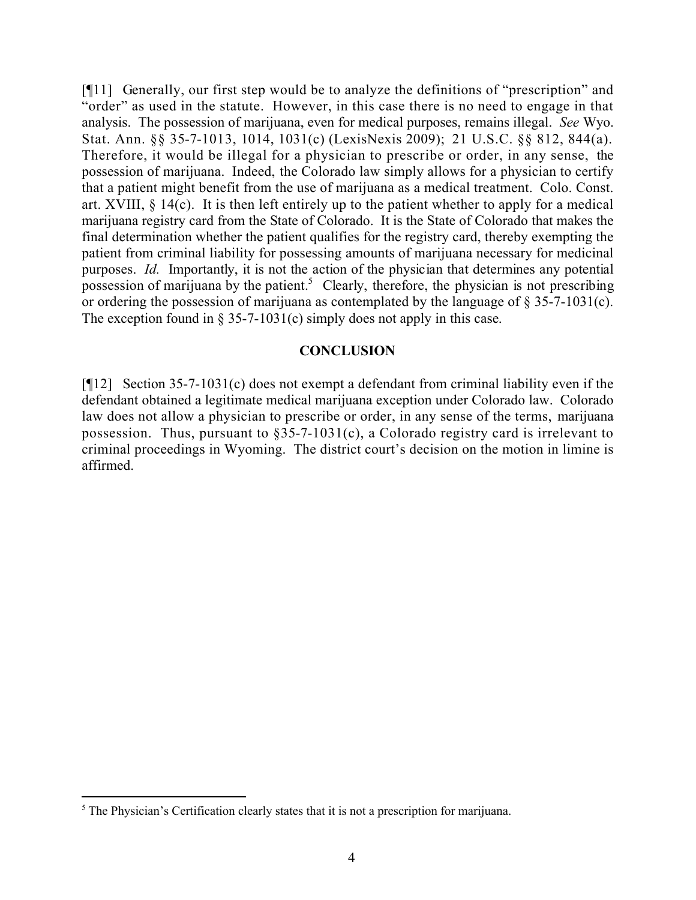[¶11] Generally, our first step would be to analyze the definitions of "prescription" and "order" as used in the statute. However, in this case there is no need to engage in that analysis. The possession of marijuana, even for medical purposes, remains illegal. *See* Wyo. Stat. Ann. §§ 35-7-1013, 1014, 1031(c) (LexisNexis 2009); 21 U.S.C. §§ 812, 844(a). Therefore, it would be illegal for a physician to prescribe or order, in any sense, the possession of marijuana. Indeed, the Colorado law simply allows for a physician to certify that a patient might benefit from the use of marijuana as a medical treatment. Colo. Const. art. XVIII, § 14(c). It is then left entirely up to the patient whether to apply for a medical marijuana registry card from the State of Colorado. It is the State of Colorado that makes the final determination whether the patient qualifies for the registry card, thereby exempting the patient from criminal liability for possessing amounts of marijuana necessary for medicinal purposes. *Id.* Importantly, it is not the action of the physician that determines any potential possession of marijuana by the patient.[5] Clearly, therefore, the physician is not prescribing or ordering the possession of marijuana as contemplated by the language of § 35-7-1031(c). The exception found in § 35-7-1031(c) simply does not apply in this case.

## CONCLUSION

[¶12] Section 35-7-1031(c) does not exempt a defendant from criminal liability even if the defendant obtained a legitimate medical marijuana exception under Colorado law. Colorado law does not allow a physician to prescribe or order, in any sense of the terms, marijuana possession. Thus, pursuant to §35-7-1031(c), a Colorado registry card is irrelevant to criminal proceedings in Wyoming. The district court's decision on the motion in limine is affirmed.

---

[5] The Physician's Certification clearly states that it is not a prescription for marijuana.